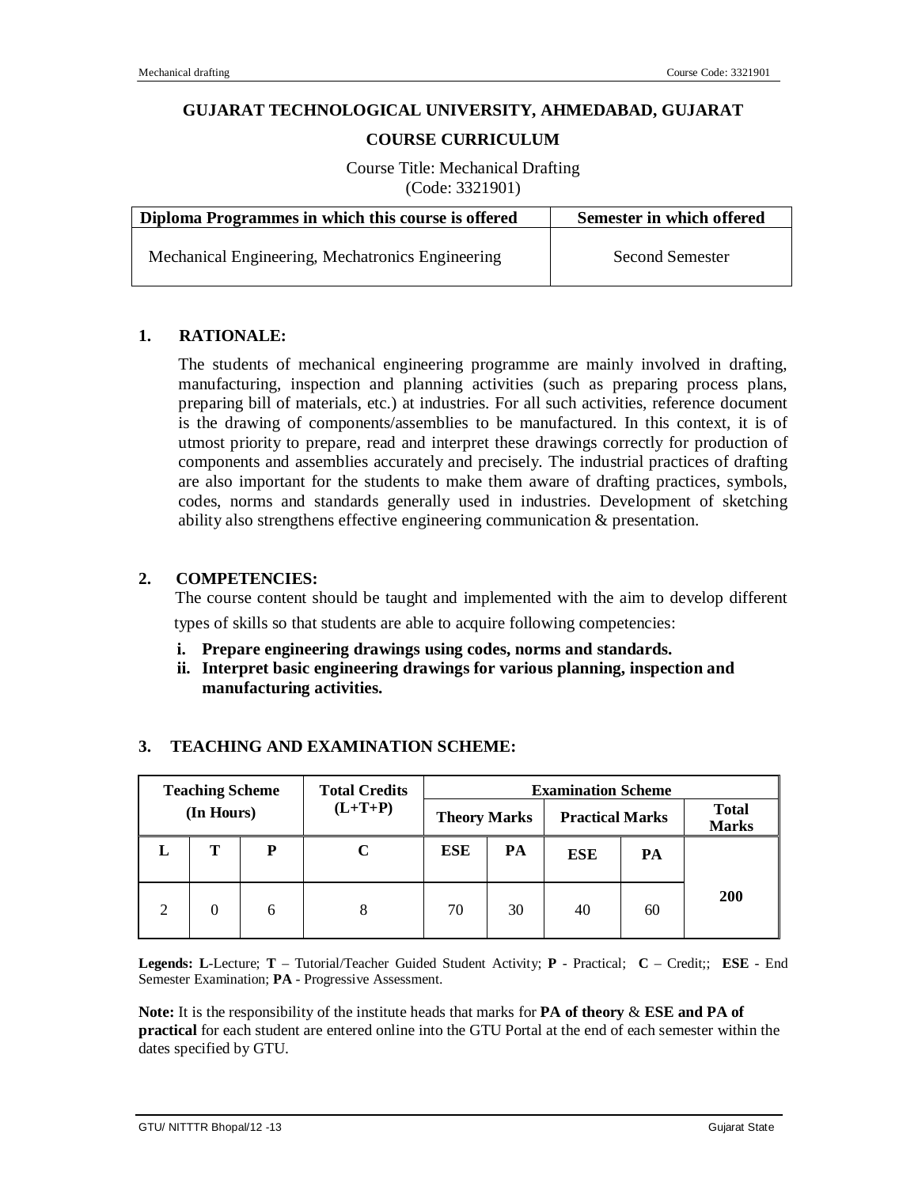# GUJARAT TECHNOLOGICAL UNIVERSITY, AHMEDABAD, GUJARAT

## COURSE CURRICULUM

Course Title: Mechanical Drafting
(Code: 3321901)

| Diploma Programmes in which this course is offered | Semester in which offered |
|---|---|
| Mechanical Engineering, Mechatronics Engineering | Second Semester |

## 1. RATIONALE:

The students of mechanical engineering programme are mainly involved in drafting, manufacturing, inspection and planning activities (such as preparing process plans, preparing bill of materials, etc.) at industries. For all such activities, reference document is the drawing of components/assemblies to be manufactured. In this context, it is of utmost priority to prepare, read and interpret these drawings correctly for production of components and assemblies accurately and precisely. The industrial practices of drafting are also important for the students to make them aware of drafting practices, symbols, codes, norms and standards generally used in industries. Development of sketching ability also strengthens effective engineering communication & presentation.

## 2. COMPETENCIES:

The course content should be taught and implemented with the aim to develop different types of skills so that students are able to acquire following competencies:

- **i. Prepare engineering drawings using codes, norms and standards.**
- **ii. Interpret basic engineering drawings for various planning, inspection and manufacturing activities.**

## 3. TEACHING AND EXAMINATION SCHEME:

| Teaching Scheme (In Hours) | | | Total Credits (L+T+P) | Examination Scheme | | | | |
|---|---|---|---|---|---|---|---|---|
| | | | | Theory Marks | | Practical Marks | | Total Marks |
| L | T | P | C | ESE | PA | ESE | PA | |
| 2 | 0 | 6 | 8 | 70 | 30 | 40 | 60 | 200 |

**Legends: L**-Lecture; **T** – Tutorial/Teacher Guided Student Activity; **P** - Practical; **C** – Credit;; **ESE** - End Semester Examination; **PA** - Progressive Assessment.

**Note:** It is the responsibility of the institute heads that marks for **PA of theory** & **ESE and PA of practical** for each student are entered online into the GTU Portal at the end of each semester within the dates specified by GTU.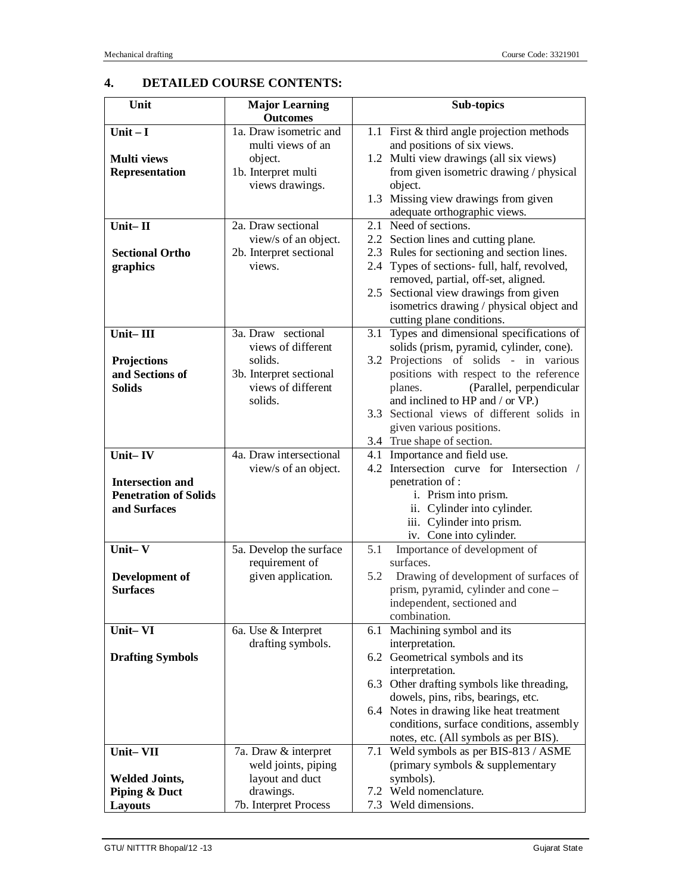## 4. DETAILED COURSE CONTENTS:

| Unit | Major Learning Outcomes | Sub-topics |
|---|---|---|
| **Unit – I**<br><br>**Multi views Representation** | 1a. Draw isometric and multi views of an object.<br>1b. Interpret multi views drawings. | 1.1 First & third angle projection methods and positions of six views.<br>1.2 Multi view drawings (all six views) from given isometric drawing / physical object.<br>1.3 Missing view drawings from given adequate orthographic views. |
| **Unit– II**<br><br>**Sectional Ortho graphics** | 2a. Draw sectional view/s of an object.<br>2b. Interpret sectional views. | 2.1 Need of sections.<br>2.2 Section lines and cutting plane.<br>2.3 Rules for sectioning and section lines.<br>2.4 Types of sections- full, half, revolved, removed, partial, off-set, aligned.<br>2.5 Sectional view drawings from given isometrics drawing / physical object and cutting plane conditions. |
| **Unit– III**<br><br>**Projections and Sections of Solids** | 3a. Draw sectional views of different solids.<br>3b. Interpret sectional views of different solids. | 3.1 Types and dimensional specifications of solids (prism, pyramid, cylinder, cone).<br>3.2 Projections of solids - in various positions with respect to the reference planes. (Parallel, perpendicular and inclined to HP and / or VP.)<br>3.3 Sectional views of different solids in given various positions.<br>3.4 True shape of section. |
| **Unit– IV**<br><br>**Intersection and Penetration of Solids and Surfaces** | 4a. Draw intersectional view/s of an object. | 4.1 Importance and field use.<br>4.2 Intersection curve for Intersection / penetration of :<br>i. Prism into prism.<br>ii. Cylinder into cylinder.<br>iii. Cylinder into prism.<br>iv. Cone into cylinder. |
| **Unit– V**<br><br>**Development of Surfaces** | 5a. Develop the surface requirement of given application. | 5.1 Importance of development of surfaces.<br>5.2 Drawing of development of surfaces of prism, pyramid, cylinder and cone – independent, sectioned and combination. |
| **Unit– VI**<br><br>**Drafting Symbols** | 6a. Use & Interpret drafting symbols. | 6.1 Machining symbol and its interpretation.<br>6.2 Geometrical symbols and its interpretation.<br>6.3 Other drafting symbols like threading, dowels, pins, ribs, bearings, etc.<br>6.4 Notes in drawing like heat treatment conditions, surface conditions, assembly notes, etc. (All symbols as per BIS). |
| **Unit– VII**<br><br>**Welded Joints, Piping & Duct Layouts** | 7a. Draw & interpret weld joints, piping layout and duct drawings.<br>7b. Interpret Process | 7.1 Weld symbols as per BIS-813 / ASME (primary symbols & supplementary symbols).<br>7.2 Weld nomenclature.<br>7.3 Weld dimensions. |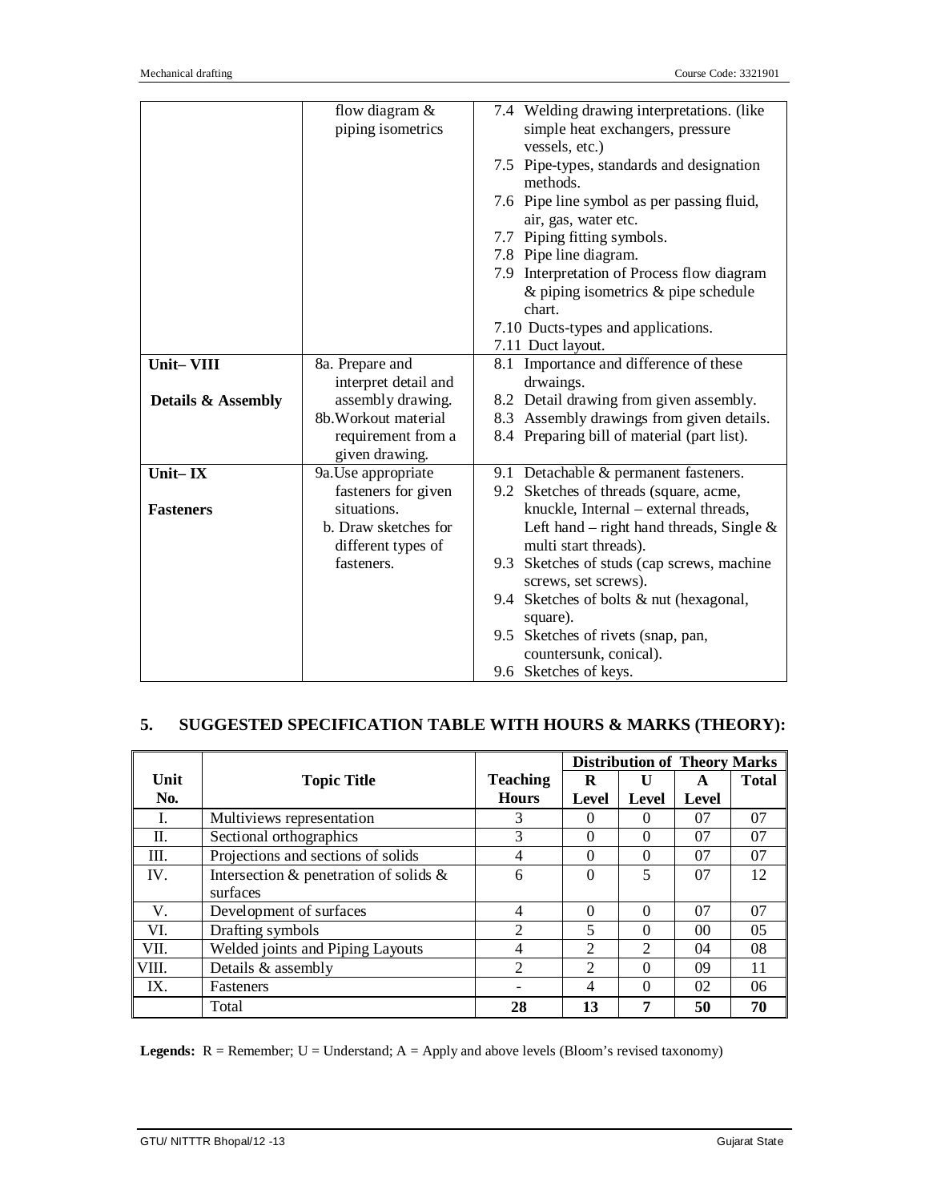| | | |
|---|---|---|
| | flow diagram & piping isometrics | 7.4 Welding drawing interpretations. (like simple heat exchangers, pressure vessels, etc.)<br>7.5 Pipe-types, standards and designation methods.<br>7.6 Pipe line symbol as per passing fluid, air, gas, water etc.<br>7.7 Piping fitting symbols.<br>7.8 Pipe line diagram.<br>7.9 Interpretation of Process flow diagram & piping isometrics & pipe schedule chart.<br>7.10 Ducts-types and applications.<br>7.11 Duct layout. |
| **Unit– VIII**<br><br>**Details & Assembly** | 8a. Prepare and interpret detail and assembly drawing.<br>8b.Workout material requirement from a given drawing. | 8.1 Importance and difference of these drwaings.<br>8.2 Detail drawing from given assembly.<br>8.3 Assembly drawings from given details.<br>8.4 Preparing bill of material (part list). |
| **Unit– IX**<br><br>**Fasteners** | 9a.Use appropriate fasteners for given situations.<br>b. Draw sketches for different types of fasteners. | 9.1 Detachable & permanent fasteners.<br>9.2 Sketches of threads (square, acme, knuckle, Internal – external threads, Left hand – right hand threads, Single & multi start threads).<br>9.3 Sketches of studs (cap screws, machine screws, set screws).<br>9.4 Sketches of bolts & nut (hexagonal, square).<br>9.5 Sketches of rivets (snap, pan, countersunk, conical).<br>9.6 Sketches of keys. |

## 5. SUGGESTED SPECIFICATION TABLE WITH HOURS & MARKS (THEORY):

| Unit No. | Topic Title | Teaching Hours | Distribution of Theory Marks | | | |
|---|---|---|---|---|---|---|
| | | | **R Level** | **U Level** | **A Level** | **Total** |
| I. | Multiviews representation | 3 | 0 | 0 | 07 | 07 |
| II. | Sectional orthographics | 3 | 0 | 0 | 07 | 07 |
| III. | Projections and sections of solids | 4 | 0 | 0 | 07 | 07 |
| IV. | Intersection & penetration of solids & surfaces | 6 | 0 | 5 | 07 | 12 |
| V. | Development of surfaces | 4 | 0 | 0 | 07 | 07 |
| VI. | Drafting symbols | 2 | 5 | 0 | 00 | 05 |
| VII. | Welded joints and Piping Layouts | 4 | 2 | 2 | 04 | 08 |
| VIII. | Details & assembly | 2 | 2 | 0 | 09 | 11 |
| IX. | Fasteners | - | 4 | 0 | 02 | 06 |
| | Total | **28** | **13** | **7** | **50** | **70** |

**Legends:** R = Remember; U = Understand; A = Apply and above levels (Bloom's revised taxonomy)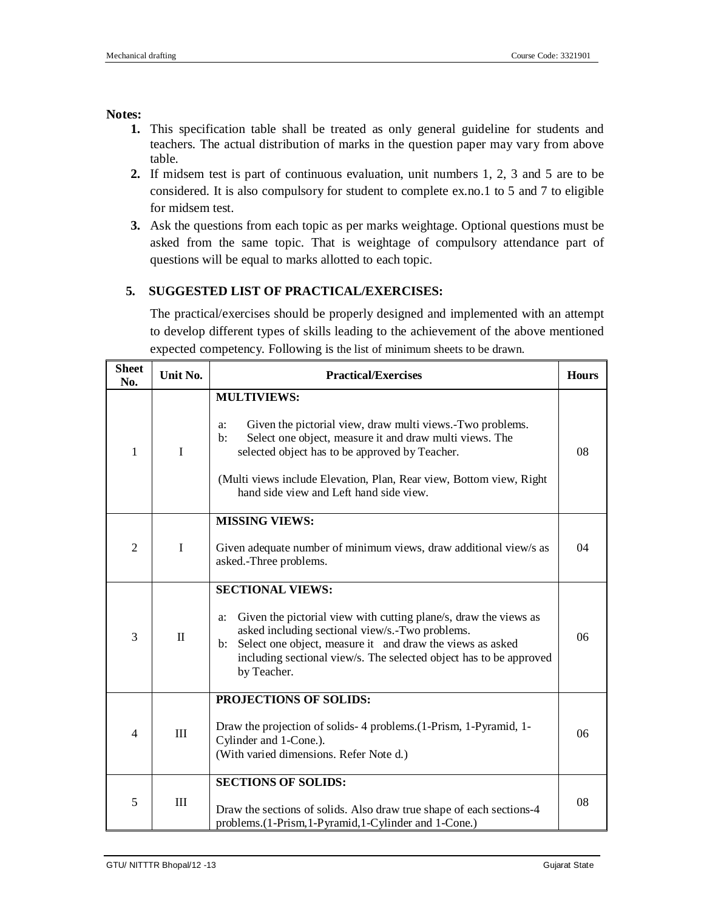**Notes:**

1. This specification table shall be treated as only general guideline for students and teachers. The actual distribution of marks in the question paper may vary from above table.
2. If midsem test is part of continuous evaluation, unit numbers 1, 2, 3 and 5 are to be considered. It is also compulsory for student to complete ex.no.1 to 5 and 7 to eligible for midsem test.
3. Ask the questions from each topic as per marks weightage. Optional questions must be asked from the same topic. That is weightage of compulsory attendance part of questions will be equal to marks allotted to each topic.

## 5. SUGGESTED LIST OF PRACTICAL/EXERCISES:

The practical/exercises should be properly designed and implemented with an attempt to develop different types of skills leading to the achievement of the above mentioned expected competency. Following is the list of minimum sheets to be drawn.

| Sheet No. | Unit No. | Practical/Exercises | Hours |
|---|---|---|---|
| 1 | I | **MULTIVIEWS:**<br><br>a: Given the pictorial view, draw multi views.-Two problems.<br>b: Select one object, measure it and draw multi views. The selected object has to be approved by Teacher.<br><br>(Multi views include Elevation, Plan, Rear view, Bottom view, Right hand side view and Left hand side view. | 08 |
| 2 | I | **MISSING VIEWS:**<br><br>Given adequate number of minimum views, draw additional view/s as asked.-Three problems. | 04 |
| 3 | II | **SECTIONAL VIEWS:**<br><br>a: Given the pictorial view with cutting plane/s, draw the views as asked including sectional view/s.-Two problems.<br>b: Select one object, measure it and draw the views as asked including sectional view/s. The selected object has to be approved by Teacher. | 06 |
| 4 | III | **PROJECTIONS OF SOLIDS:**<br><br>Draw the projection of solids- 4 problems.(1-Prism, 1-Pyramid, 1-Cylinder and 1-Cone.).<br>(With varied dimensions. Refer Note d.) | 06 |
| 5 | III | **SECTIONS OF SOLIDS:**<br><br>Draw the sections of solids. Also draw true shape of each sections-4 problems.(1-Prism,1-Pyramid,1-Cylinder and 1-Cone.) | 08 |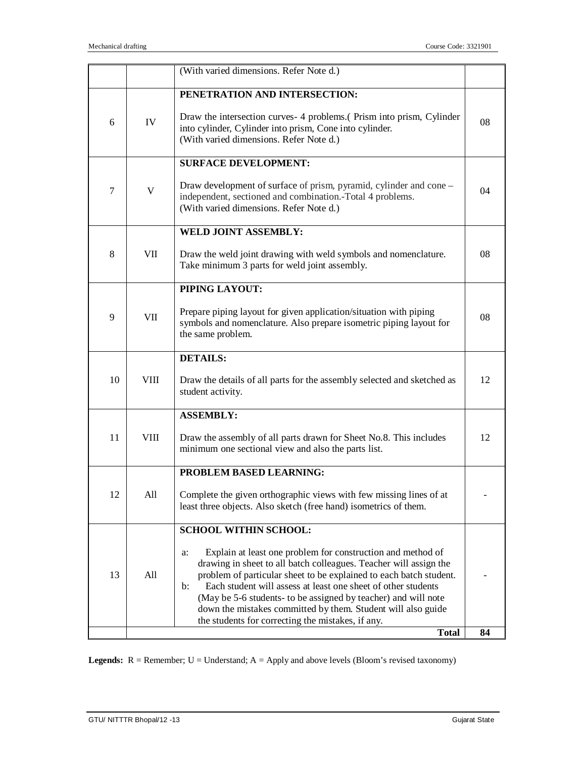| | | | |
|---|---|---|---|
| | | (With varied dimensions. Refer Note d.) | |
| 6 | IV | **PENETRATION AND INTERSECTION:**<br><br>Draw the intersection curves- 4 problems.( Prism into prism, Cylinder into cylinder, Cylinder into prism, Cone into cylinder.<br>(With varied dimensions. Refer Note d.) | 08 |
| 7 | V | **SURFACE DEVELOPMENT:**<br><br>Draw development of surface of prism, pyramid, cylinder and cone – independent, sectioned and combination.-Total 4 problems.<br>(With varied dimensions. Refer Note d.) | 04 |
| 8 | VII | **WELD JOINT ASSEMBLY:**<br><br>Draw the weld joint drawing with weld symbols and nomenclature. Take minimum 3 parts for weld joint assembly. | 08 |
| 9 | VII | **PIPING LAYOUT:**<br><br>Prepare piping layout for given application/situation with piping symbols and nomenclature. Also prepare isometric piping layout for the same problem. | 08 |
| 10 | VIII | **DETAILS:**<br><br>Draw the details of all parts for the assembly selected and sketched as student activity. | 12 |
| 11 | VIII | **ASSEMBLY:**<br><br>Draw the assembly of all parts drawn for Sheet No.8. This includes minimum one sectional view and also the parts list. | 12 |
| 12 | All | **PROBLEM BASED LEARNING:**<br><br>Complete the given orthographic views with few missing lines of at least three objects. Also sketch (free hand) isometrics of them. | - |
| 13 | All | **SCHOOL WITHIN SCHOOL:**<br><br>a: Explain at least one problem for construction and method of drawing in sheet to all batch colleagues. Teacher will assign the problem of particular sheet to be explained to each batch student.<br>b: Each student will assess at least one sheet of other students (May be 5-6 students- to be assigned by teacher) and will note down the mistakes committed by them. Student will also guide the students for correcting the mistakes, if any. | - |
| | | **Total** | **84** |

**Legends:** R = Remember; U = Understand; A = Apply and above levels (Bloom's revised taxonomy)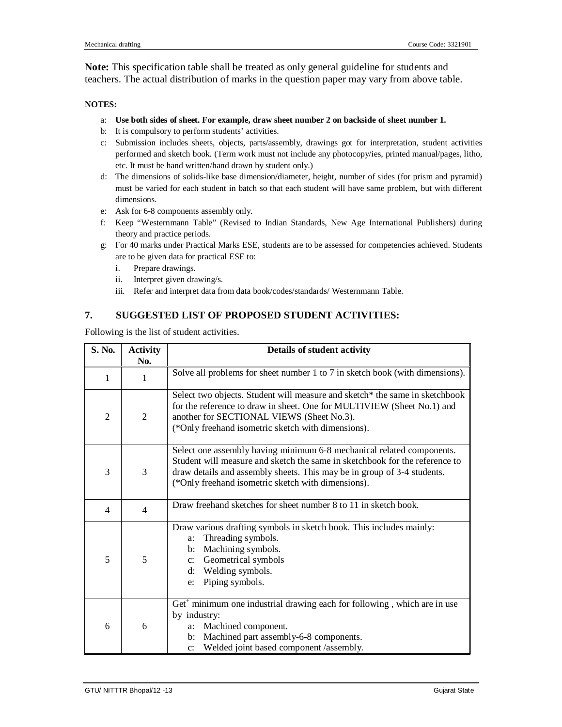**Note:** This specification table shall be treated as only general guideline for students and teachers. The actual distribution of marks in the question paper may vary from above table.

**NOTES:**

a: **Use both sides of sheet. For example, draw sheet number 2 on backside of sheet number 1.**

b: It is compulsory to perform students' activities.

c: Submission includes sheets, objects, parts/assembly, drawings got for interpretation, student activities performed and sketch book. (Term work must not include any photocopy/ies, printed manual/pages, litho, etc. It must be hand written/hand drawn by student only.)

d: The dimensions of solids-like base dimension/diameter, height, number of sides (for prism and pyramid) must be varied for each student in batch so that each student will have same problem, but with different dimensions.

e: Ask for 6-8 components assembly only.

f: Keep "Westernmann Table" (Revised to Indian Standards, New Age International Publishers) during theory and practice periods.

g: For 40 marks under Practical Marks ESE, students are to be assessed for competencies achieved. Students are to be given data for practical ESE to:

i. Prepare drawings.

ii. Interpret given drawing/s.

iii. Refer and interpret data from data book/codes/standards/ Westernmann Table.

## 7. SUGGESTED LIST OF PROPOSED STUDENT ACTIVITIES:

Following is the list of student activities.

| S. No. | Activity No. | Details of student activity |
|---|---|---|
| 1 | 1 | Solve all problems for sheet number 1 to 7 in sketch book (with dimensions). |
| 2 | 2 | Select two objects. Student will measure and sketch* the same in sketchbook for the reference to draw in sheet. One for MULTIVIEW (Sheet No.1) and another for SECTIONAL VIEWS (Sheet No.3).<br>(*Only freehand isometric sketch with dimensions). |
| 3 | 3 | Select one assembly having minimum 6-8 mechanical related components. Student will measure and sketch the same in sketchbook for the reference to draw details and assembly sheets. This may be in group of 3-4 students.<br>(*Only freehand isometric sketch with dimensions). |
| 4 | 4 | Draw freehand sketches for sheet number 8 to 11 in sketch book. |
| 5 | 5 | Draw various drafting symbols in sketch book. This includes mainly:<br>a: Threading symbols.<br>b: Machining symbols.<br>c: Geometrical symbols<br>d: Welding symbols.<br>e: Piping symbols. |
| 6 | 6 | Get[+] minimum one industrial drawing each for following , which are in use by industry:<br>a: Machined component.<br>b: Machined part assembly-6-8 components.<br>c: Welded joint based component /assembly. |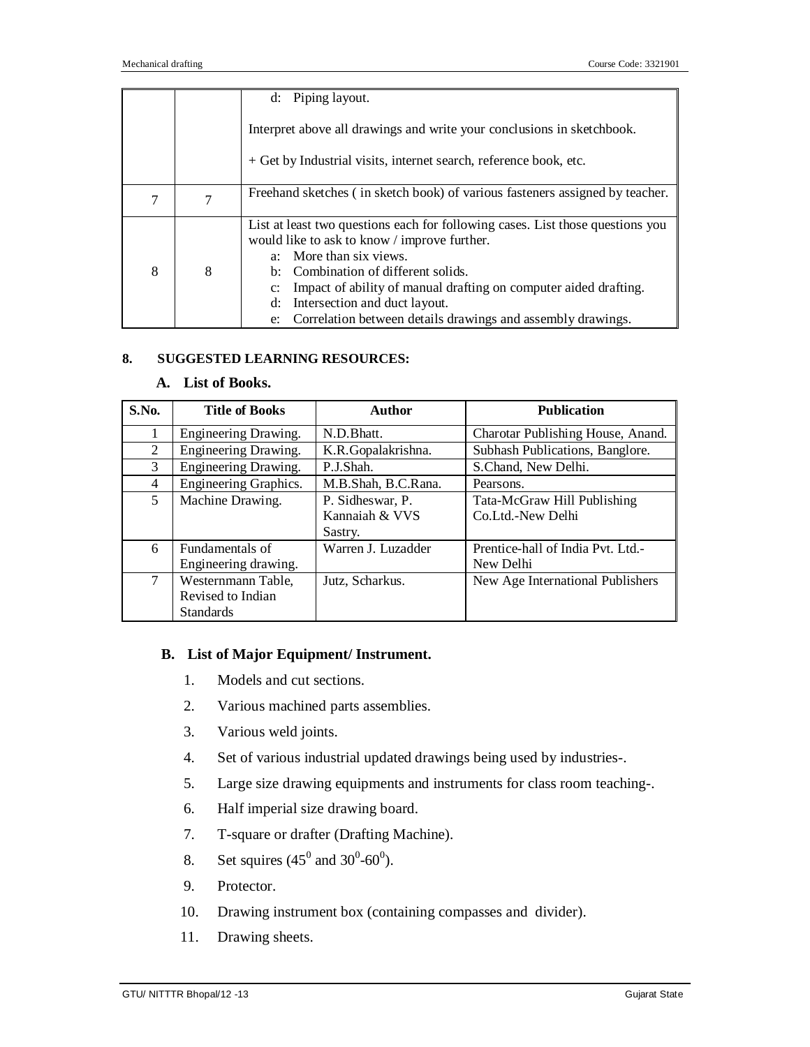| | | d: Piping layout.<br><br>Interpret above all drawings and write your conclusions in sketchbook.<br><br>+ Get by Industrial visits, internet search, reference book, etc. |
|---|---|---|
| 7 | 7 | Freehand sketches ( in sketch book) of various fasteners assigned by teacher. |
| 8 | 8 | List at least two questions each for following cases. List those questions you would like to ask to know / improve further.<br>a: More than six views.<br>b: Combination of different solids.<br>c: Impact of ability of manual drafting on computer aided drafting.<br>d: Intersection and duct layout.<br>e: Correlation between details drawings and assembly drawings. |

## 8. SUGGESTED LEARNING RESOURCES:

### A. List of Books.

| S.No. | Title of Books | Author | Publication |
|---|---|---|---|
| 1 | Engineering Drawing. | N.D.Bhatt. | Charotar Publishing House, Anand. |
| 2 | Engineering Drawing. | K.R.Gopalakrishna. | Subhash Publications, Banglore. |
| 3 | Engineering Drawing. | P.J.Shah. | S.Chand, New Delhi. |
| 4 | Engineering Graphics. | M.B.Shah, B.C.Rana. | Pearsons. |
| 5 | Machine Drawing. | P. Sidheswar, P. Kannaiah & VVS Sastry. | Tata-McGraw Hill Publishing Co.Ltd.-New Delhi |
| 6 | Fundamentals of Engineering drawing. | Warren J. Luzadder | Prentice-hall of India Pvt. Ltd.-New Delhi |
| 7 | Westernmann Table, Revised to Indian Standards | Jutz, Scharkus. | New Age International Publishers |

### B. List of Major Equipment/ Instrument.

1. Models and cut sections.
2. Various machined parts assemblies.
3. Various weld joints.
4. Set of various industrial updated drawings being used by industries-.
5. Large size drawing equipments and instruments for class room teaching-.
6. Half imperial size drawing board.
7. T-square or drafter (Drafting Machine).
8. Set squires ($45^0$ and $30^0$-$60^0$).
9. Protector.
10. Drawing instrument box (containing compasses and divider).
11. Drawing sheets.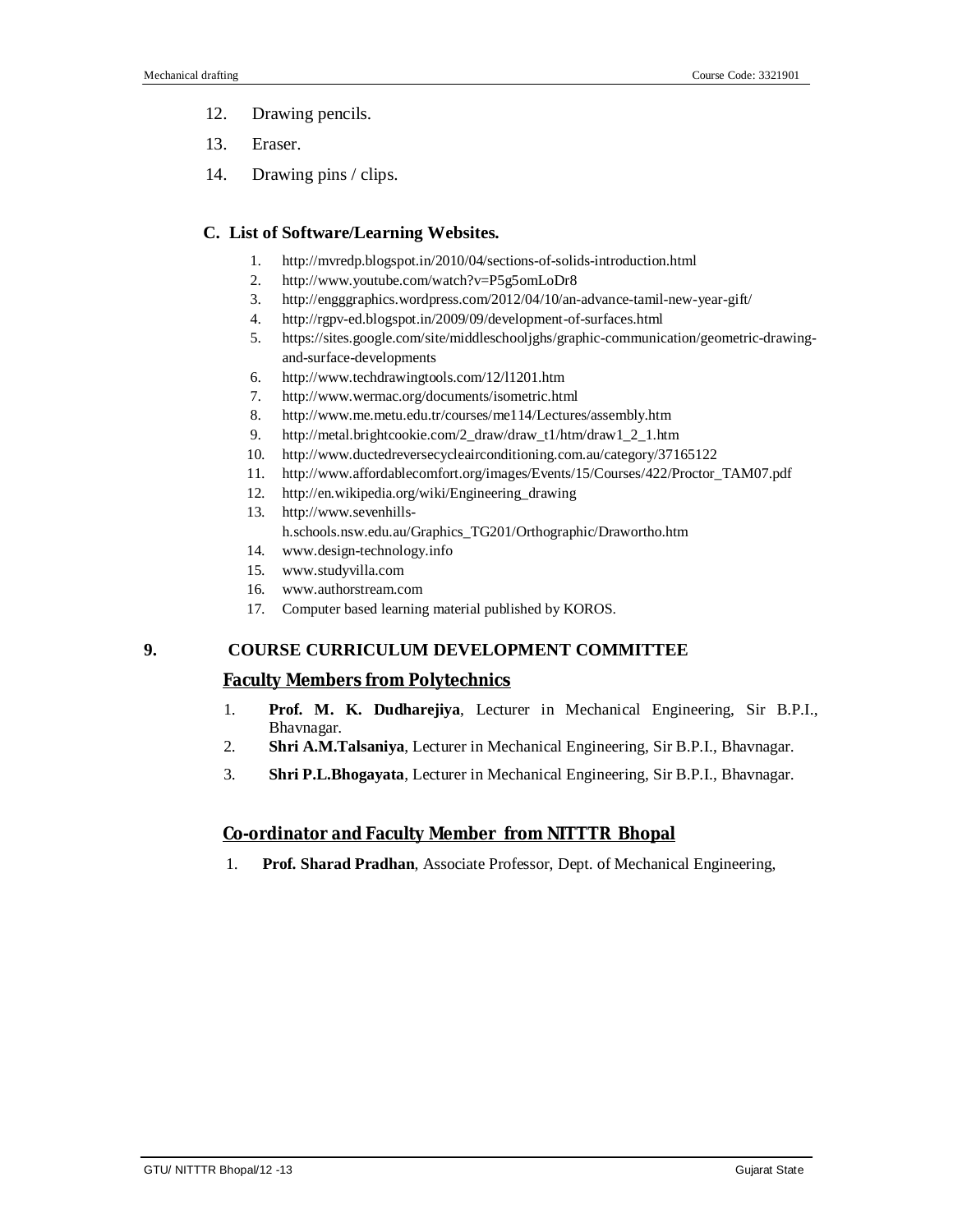12. Drawing pencils.
13. Eraser.
14. Drawing pins / clips.

### C. List of Software/Learning Websites.

1. http://mvredp.blogspot.in/2010/04/sections-of-solids-introduction.html
2. http://www.youtube.com/watch?v=P5g5omLoDr8
3. http://engggraphics.wordpress.com/2012/04/10/an-advance-tamil-new-year-gift/
4. http://rgpv-ed.blogspot.in/2009/09/development-of-surfaces.html
5. https://sites.google.com/site/middleschooljghs/graphic-communication/geometric-drawing-and-surface-developments
6. http://www.techdrawingtools.com/12/l1201.htm
7. http://www.wermac.org/documents/isometric.html
8. http://www.me.metu.edu.tr/courses/me114/Lectures/assembly.htm
9. http://metal.brightcookie.com/2_draw/draw_t1/htm/draw1_2_1.htm
10. http://www.ductedreversecycleairconditioning.com.au/category/37165122
11. http://www.affordablecomfort.org/images/Events/15/Courses/422/Proctor_TAM07.pdf
12. http://en.wikipedia.org/wiki/Engineering_drawing
13. http://www.sevenhills-h.schools.nsw.edu.au/Graphics_TG201/Orthographic/Drawortho.htm
14. www.design-technology.info
15. www.studyvilla.com
16. www.authorstream.com
17. Computer based learning material published by KOROS.

## 9. COURSE CURRICULUM DEVELOPMENT COMMITTEE

### Faculty Members from Polytechnics

1. **Prof. M. K. Dudharejiya**, Lecturer in Mechanical Engineering, Sir B.P.I., Bhavnagar.
2. **Shri A.M.Talsaniya**, Lecturer in Mechanical Engineering, Sir B.P.I., Bhavnagar.
3. **Shri P.L.Bhogayata**, Lecturer in Mechanical Engineering, Sir B.P.I., Bhavnagar.

### Co-ordinator and Faculty Member from NITTTR Bhopal

1. **Prof. Sharad Pradhan**, Associate Professor, Dept. of Mechanical Engineering,